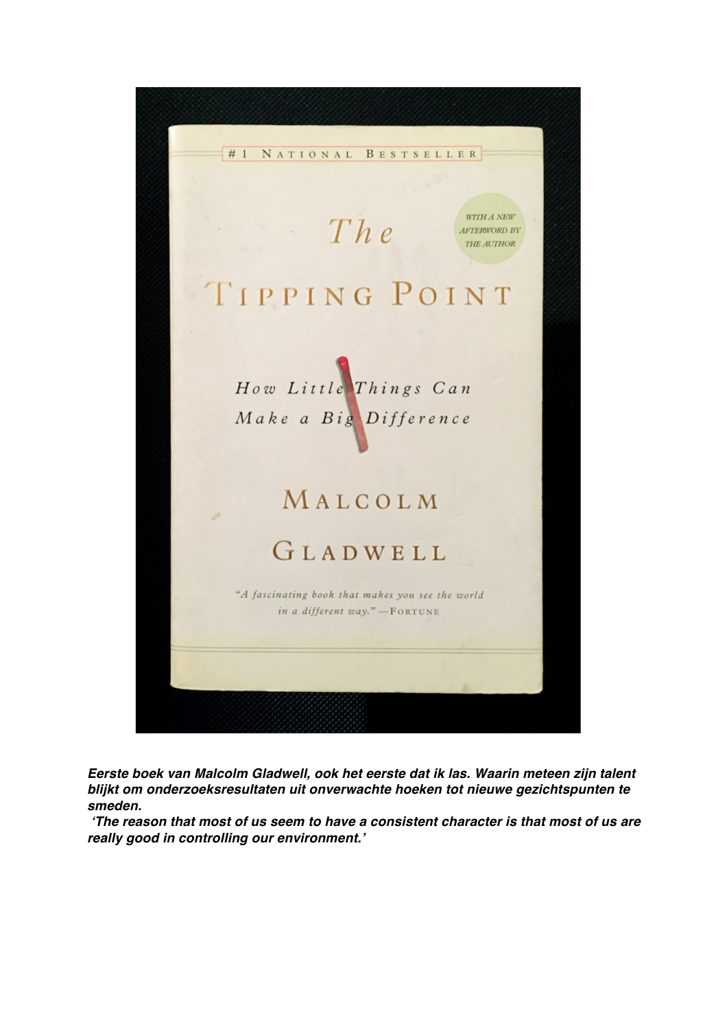***Eerste boek van Malcolm Gladwell, ook het eerste dat ik las. Waarin meteen zijn talent blijkt om onderzoeksresultaten uit onverwachte hoeken tot nieuwe gezichtspunten te smeden.***

***'The reason that most of us seem to have a consistent character is that most of us are really good in controlling our environment.'***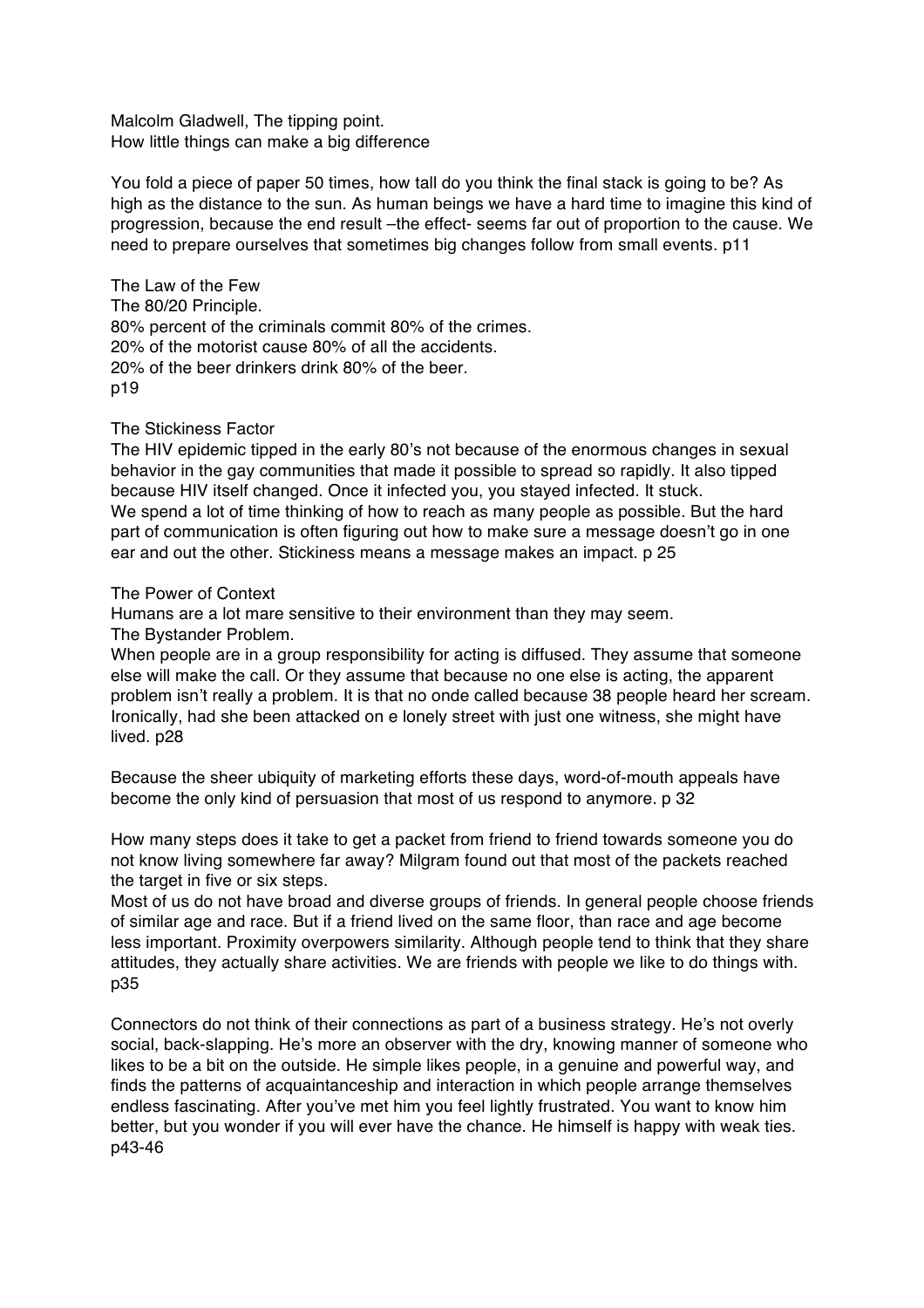Malcolm Gladwell, The tipping point.
How little things can make a big difference

You fold a piece of paper 50 times, how tall do you think the final stack is going to be? As high as the distance to the sun. As human beings we have a hard time to imagine this kind of progression, because the end result –the effect- seems far out of proportion to the cause. We need to prepare ourselves that sometimes big changes follow from small events. p11

The Law of the Few
The 80/20 Principle.
80% percent of the criminals commit 80% of the crimes.
20% of the motorist cause 80% of all the accidents.
20% of the beer drinkers drink 80% of the beer.
p19

The Stickiness Factor
The HIV epidemic tipped in the early 80's not because of the enormous changes in sexual behavior in the gay communities that made it possible to spread so rapidly. It also tipped because HIV itself changed. Once it infected you, you stayed infected. It stuck.
We spend a lot of time thinking of how to reach as many people as possible. But the hard part of communication is often figuring out how to make sure a message doesn't go in one ear and out the other. Stickiness means a message makes an impact. p 25

The Power of Context
Humans are a lot mare sensitive to their environment than they may seem.
The Bystander Problem.
When people are in a group responsibility for acting is diffused. They assume that someone else will make the call. Or they assume that because no one else is acting, the apparent problem isn't really a problem. It is that no onde called because 38 people heard her scream. Ironically, had she been attacked on e lonely street with just one witness, she might have lived. p28

Because the sheer ubiquity of marketing efforts these days, word-of-mouth appeals have become the only kind of persuasion that most of us respond to anymore. p 32

How many steps does it take to get a packet from friend to friend towards someone you do not know living somewhere far away? Milgram found out that most of the packets reached the target in five or six steps.
Most of us do not have broad and diverse groups of friends. In general people choose friends of similar age and race. But if a friend lived on the same floor, than race and age become less important. Proximity overpowers similarity. Although people tend to think that they share attitudes, they actually share activities. We are friends with people we like to do things with. p35

Connectors do not think of their connections as part of a business strategy. He's not overly social, back-slapping. He's more an observer with the dry, knowing manner of someone who likes to be a bit on the outside. He simple likes people, in a genuine and powerful way, and finds the patterns of acquaintanceship and interaction in which people arrange themselves endless fascinating. After you've met him you feel lightly frustrated. You want to know him better, but you wonder if you will ever have the chance. He himself is happy with weak ties. p43-46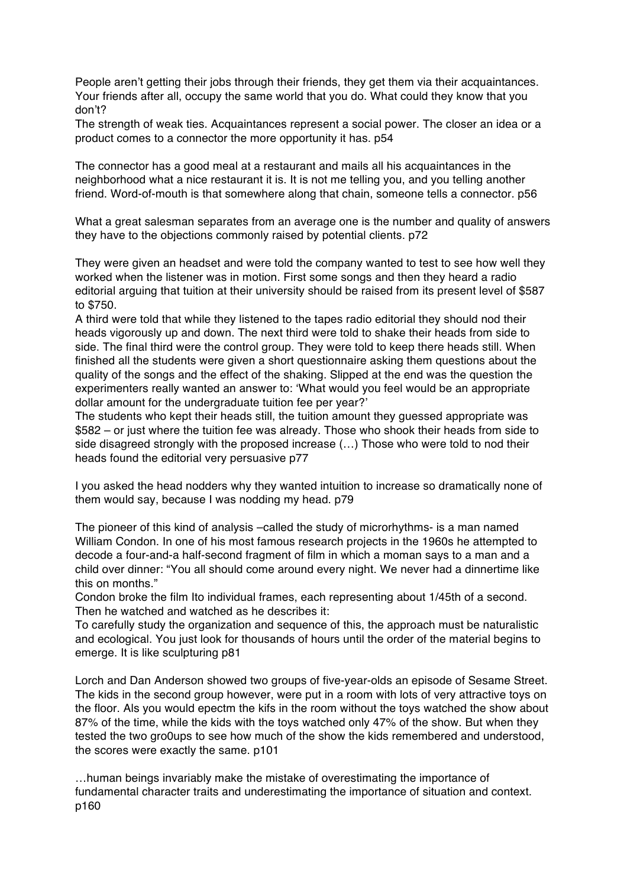People aren't getting their jobs through their friends, they get them via their acquaintances. Your friends after all, occupy the same world that you do. What could they know that you don't?

The strength of weak ties. Acquaintances represent a social power. The closer an idea or a product comes to a connector the more opportunity it has. p54

The connector has a good meal at a restaurant and mails all his acquaintances in the neighborhood what a nice restaurant it is. It is not me telling you, and you telling another friend. Word-of-mouth is that somewhere along that chain, someone tells a connector. p56

What a great salesman separates from an average one is the number and quality of answers they have to the objections commonly raised by potential clients. p72

They were given an headset and were told the company wanted to test to see how well they worked when the listener was in motion. First some songs and then they heard a radio editorial arguing that tuition at their university should be raised from its present level of $587 to $750.

A third were told that while they listened to the tapes radio editorial they should nod their heads vigorously up and down. The next third were told to shake their heads from side to side. The final third were the control group. They were told to keep there heads still. When finished all the students were given a short questionnaire asking them questions about the quality of the songs and the effect of the shaking. Slipped at the end was the question the experimenters really wanted an answer to: 'What would you feel would be an appropriate dollar amount for the undergraduate tuition fee per year?'

The students who kept their heads still, the tuition amount they guessed appropriate was $582 – or just where the tuition fee was already. Those who shook their heads from side to side disagreed strongly with the proposed increase (…) Those who were told to nod their heads found the editorial very persuasive p77

I you asked the head nodders why they wanted intuition to increase so dramatically none of them would say, because I was nodding my head. p79

The pioneer of this kind of analysis –called the study of microrhythms- is a man named William Condon. In one of his most famous research projects in the 1960s he attempted to decode a four-and-a half-second fragment of film in which a moman says to a man and a child over dinner: "You all should come around every night. We never had a dinnertime like this on months."

Condon broke the film Ito individual frames, each representing about 1/45th of a second. Then he watched and watched as he describes it:

To carefully study the organization and sequence of this, the approach must be naturalistic and ecological. You just look for thousands of hours until the order of the material begins to emerge. It is like sculpturing p81

Lorch and Dan Anderson showed two groups of five-year-olds an episode of Sesame Street. The kids in the second group however, were put in a room with lots of very attractive toys on the floor. Als you would epectm the kifs in the room without the toys watched the show about 87% of the time, while the kids with the toys watched only 47% of the show. But when they tested the two gro0ups to see how much of the show the kids remembered and understood, the scores were exactly the same. p101

…human beings invariably make the mistake of overestimating the importance of fundamental character traits and underestimating the importance of situation and context. p160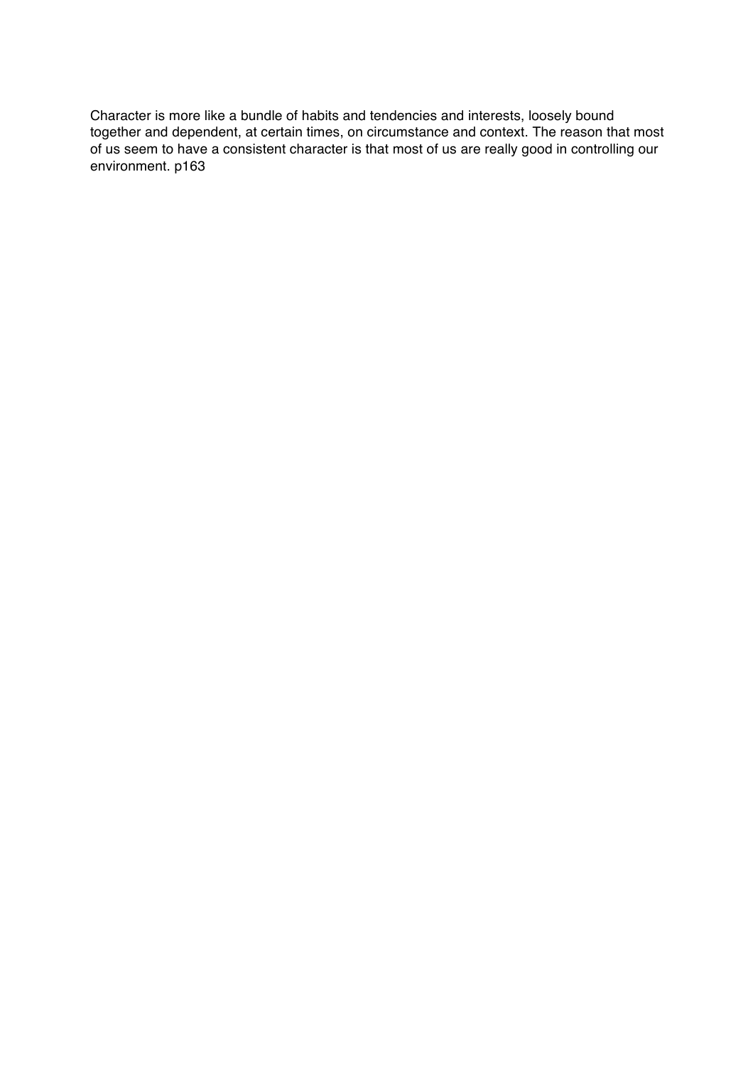Character is more like a bundle of habits and tendencies and interests, loosely bound together and dependent, at certain times, on circumstance and context. The reason that most of us seem to have a consistent character is that most of us are really good in controlling our environment. p163